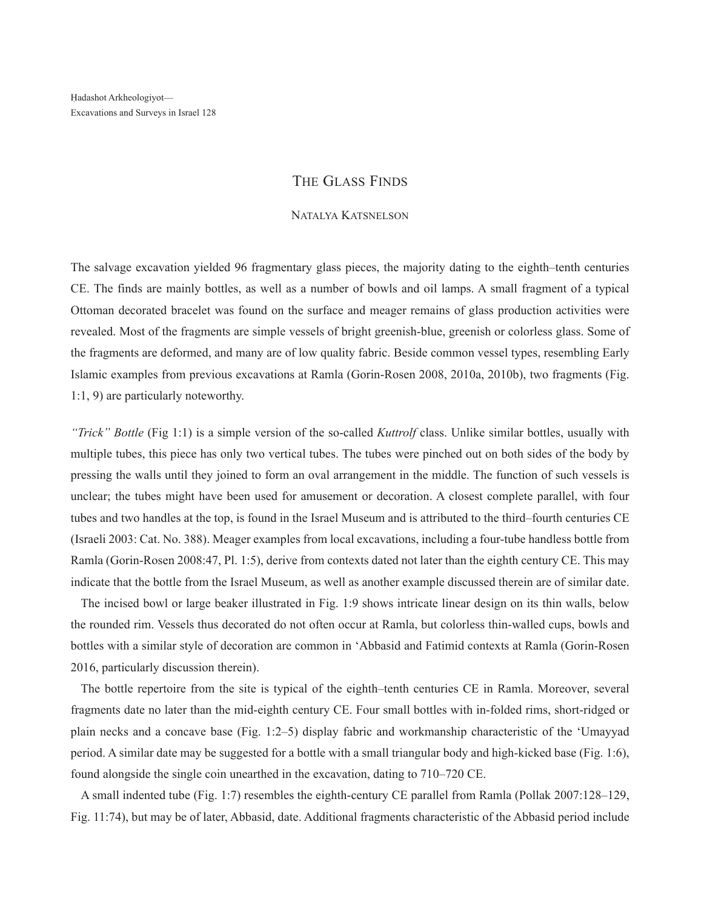# The Glass Finds

Natalya Katsnelson

The salvage excavation yielded 96 fragmentary glass pieces, the majority dating to the eighth–tenth centuries CE. The finds are mainly bottles, as well as a number of bowls and oil lamps. A small fragment of a typical Ottoman decorated bracelet was found on the surface and meager remains of glass production activities were revealed. Most of the fragments are simple vessels of bright greenish-blue, greenish or colorless glass. Some of the fragments are deformed, and many are of low quality fabric. Beside common vessel types, resembling Early Islamic examples from previous excavations at Ramla (Gorin-Rosen 2008, 2010a, 2010b), two fragments (Fig. 1:1, 9) are particularly noteworthy.

*"Trick" Bottle* (Fig 1:1) is a simple version of the so-called *Kuttrolf* class. Unlike similar bottles, usually with multiple tubes, this piece has only two vertical tubes. The tubes were pinched out on both sides of the body by pressing the walls until they joined to form an oval arrangement in the middle. The function of such vessels is unclear; the tubes might have been used for amusement or decoration. A closest complete parallel, with four tubes and two handles at the top, is found in the Israel Museum and is attributed to the third–fourth centuries CE (Israeli 2003: Cat. No. 388). Meager examples from local excavations, including a four-tube handless bottle from Ramla (Gorin-Rosen 2008:47, Pl. 1:5), derive from contexts dated not later than the eighth century CE. This may indicate that the bottle from the Israel Museum, as well as another example discussed therein are of similar date.

The incised bowl or large beaker illustrated in Fig. 1:9 shows intricate linear design on its thin walls, below the rounded rim. Vessels thus decorated do not often occur at Ramla, but colorless thin-walled cups, bowls and bottles with a similar style of decoration are common in 'Abbasid and Fatimid contexts at Ramla (Gorin-Rosen 2016, particularly discussion therein).

The bottle repertoire from the site is typical of the eighth–tenth centuries CE in Ramla. Moreover, several fragments date no later than the mid-eighth century CE. Four small bottles with in-folded rims, short-ridged or plain necks and a concave base (Fig. 1:2–5) display fabric and workmanship characteristic of the 'Umayyad period. A similar date may be suggested for a bottle with a small triangular body and high-kicked base (Fig. 1:6), found alongside the single coin unearthed in the excavation, dating to 710–720 CE.

A small indented tube (Fig. 1:7) resembles the eighth-century CE parallel from Ramla (Pollak 2007:128–129, Fig. 11:74), but may be of later, Abbasid, date. Additional fragments characteristic of the Abbasid period include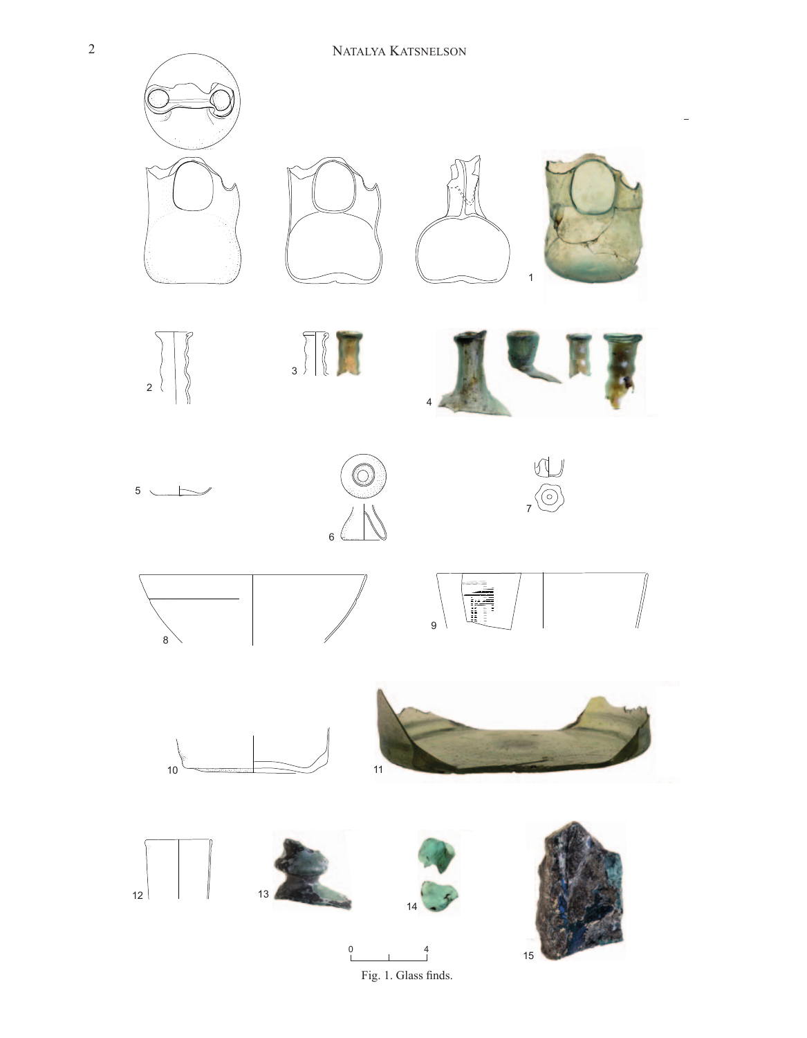Fig. 1. Glass finds.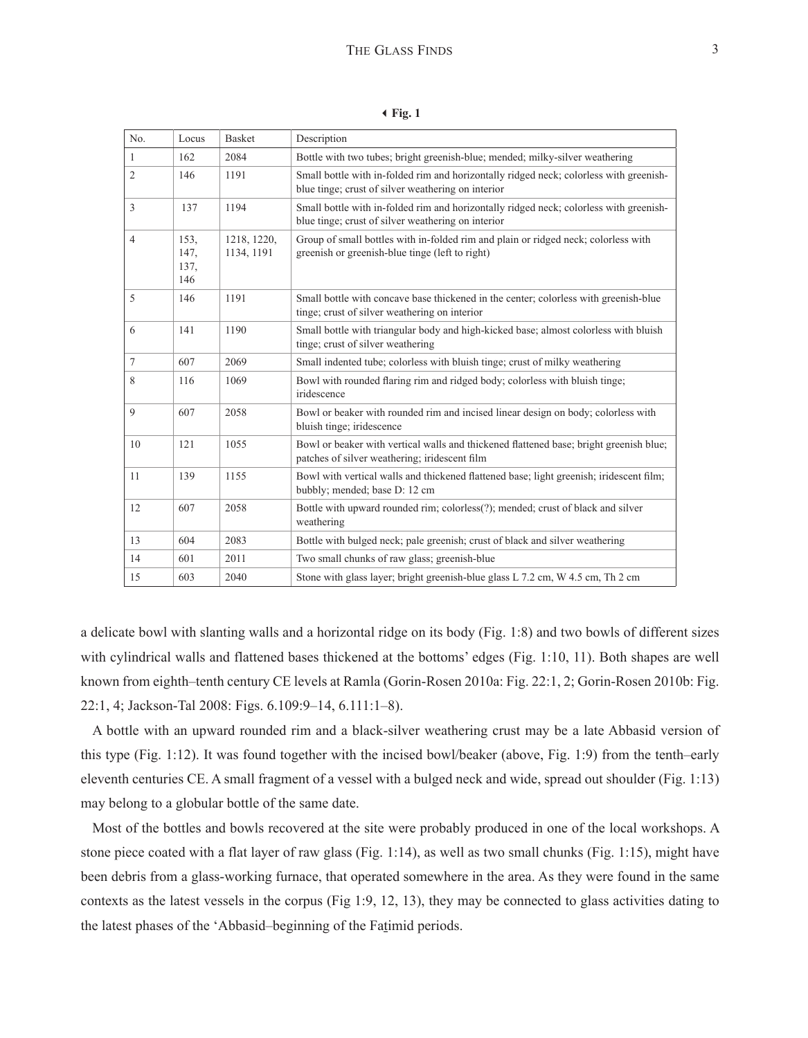◄ **Fig. 1**

| No. | Locus | Basket | Description |
|---|---|---|---|
| 1 | 162 | 2084 | Bottle with two tubes; bright greenish-blue; mended; milky-silver weathering |
| 2 | 146 | 1191 | Small bottle with in-folded rim and horizontally ridged neck; colorless with greenish-blue tinge; crust of silver weathering on interior |
| 3 | 137 | 1194 | Small bottle with in-folded rim and horizontally ridged neck; colorless with greenish-blue tinge; crust of silver weathering on interior |
| 4 | 153, 147, 137, 146 | 1218, 1220, 1134, 1191 | Group of small bottles with in-folded rim and plain or ridged neck; colorless with greenish or greenish-blue tinge (left to right) |
| 5 | 146 | 1191 | Small bottle with concave base thickened in the center; colorless with greenish-blue tinge; crust of silver weathering on interior |
| 6 | 141 | 1190 | Small bottle with triangular body and high-kicked base; almost colorless with bluish tinge; crust of silver weathering |
| 7 | 607 | 2069 | Small indented tube; colorless with bluish tinge; crust of milky weathering |
| 8 | 116 | 1069 | Bowl with rounded flaring rim and ridged body; colorless with bluish tinge; iridescence |
| 9 | 607 | 2058 | Bowl or beaker with rounded rim and incised linear design on body; colorless with bluish tinge; iridescence |
| 10 | 121 | 1055 | Bowl or beaker with vertical walls and thickened flattened base; bright greenish blue; patches of silver weathering; iridescent film |
| 11 | 139 | 1155 | Bowl with vertical walls and thickened flattened base; light greenish; iridescent film; bubbly; mended; base D: 12 cm |
| 12 | 607 | 2058 | Bottle with upward rounded rim; colorless(?); mended; crust of black and silver weathering |
| 13 | 604 | 2083 | Bottle with bulged neck; pale greenish; crust of black and silver weathering |
| 14 | 601 | 2011 | Two small chunks of raw glass; greenish-blue |
| 15 | 603 | 2040 | Stone with glass layer; bright greenish-blue glass L 7.2 cm, W 4.5 cm, Th 2 cm |

a delicate bowl with slanting walls and a horizontal ridge on its body (Fig. 1:8) and two bowls of different sizes with cylindrical walls and flattened bases thickened at the bottoms' edges (Fig. 1:10, 11). Both shapes are well known from eighth–tenth century CE levels at Ramla (Gorin-Rosen 2010a: Fig. 22:1, 2; Gorin-Rosen 2010b: Fig. 22:1, 4; Jackson-Tal 2008: Figs. 6.109:9–14, 6.111:1–8).

A bottle with an upward rounded rim and a black-silver weathering crust may be a late Abbasid version of this type (Fig. 1:12). It was found together with the incised bowl/beaker (above, Fig. 1:9) from the tenth–early eleventh centuries CE. A small fragment of a vessel with a bulged neck and wide, spread out shoulder (Fig. 1:13) may belong to a globular bottle of the same date.

Most of the bottles and bowls recovered at the site were probably produced in one of the local workshops. A stone piece coated with a flat layer of raw glass (Fig. 1:14), as well as two small chunks (Fig. 1:15), might have been debris from a glass-working furnace, that operated somewhere in the area. As they were found in the same contexts as the latest vessels in the corpus (Fig 1:9, 12, 13), they may be connected to glass activities dating to the latest phases of the 'Abbasid–beginning of the Faṯimid periods.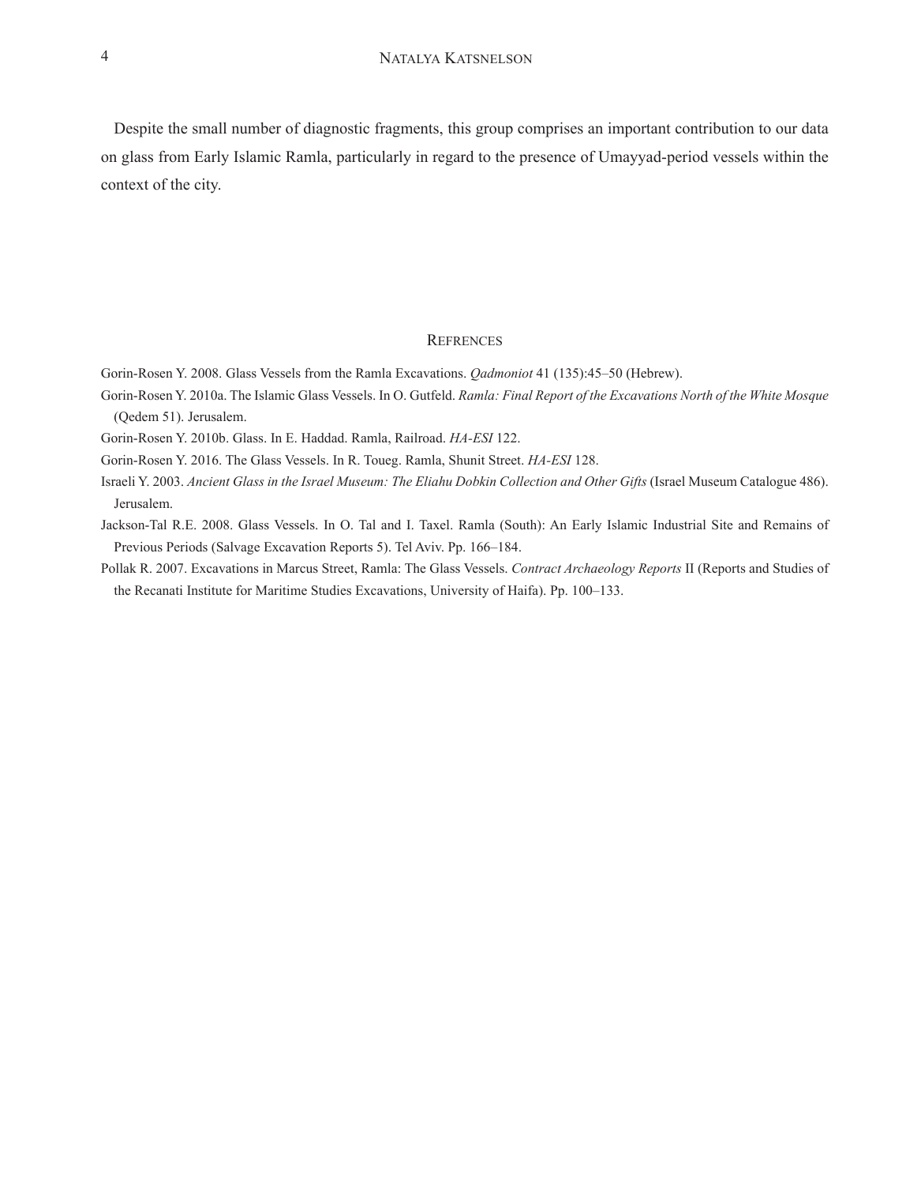Despite the small number of diagnostic fragments, this group comprises an important contribution to our data on glass from Early Islamic Ramla, particularly in regard to the presence of Umayyad-period vessels within the context of the city.

## Refrences

Gorin-Rosen Y. 2008. Glass Vessels from the Ramla Excavations. *Qadmoniot* 41 (135):45–50 (Hebrew).

Gorin-Rosen Y. 2010a. The Islamic Glass Vessels. In O. Gutfeld. *Ramla: Final Report of the Excavations North of the White Mosque* (Qedem 51). Jerusalem.

Gorin-Rosen Y. 2010b. Glass. In E. Haddad. Ramla, Railroad. *HA-ESI* 122.

Gorin-Rosen Y. 2016. The Glass Vessels. In R. Toueg. Ramla, Shunit Street. *HA-ESI* 128.

Israeli Y. 2003. *Ancient Glass in the Israel Museum: The Eliahu Dobkin Collection and Other Gifts* (Israel Museum Catalogue 486). Jerusalem.

Jackson-Tal R.E. 2008. Glass Vessels. In O. Tal and I. Taxel. Ramla (South): An Early Islamic Industrial Site and Remains of Previous Periods (Salvage Excavation Reports 5). Tel Aviv. Pp. 166–184.

Pollak R. 2007. Excavations in Marcus Street, Ramla: The Glass Vessels. *Contract Archaeology Reports* II (Reports and Studies of the Recanati Institute for Maritime Studies Excavations, University of Haifa). Pp. 100–133.